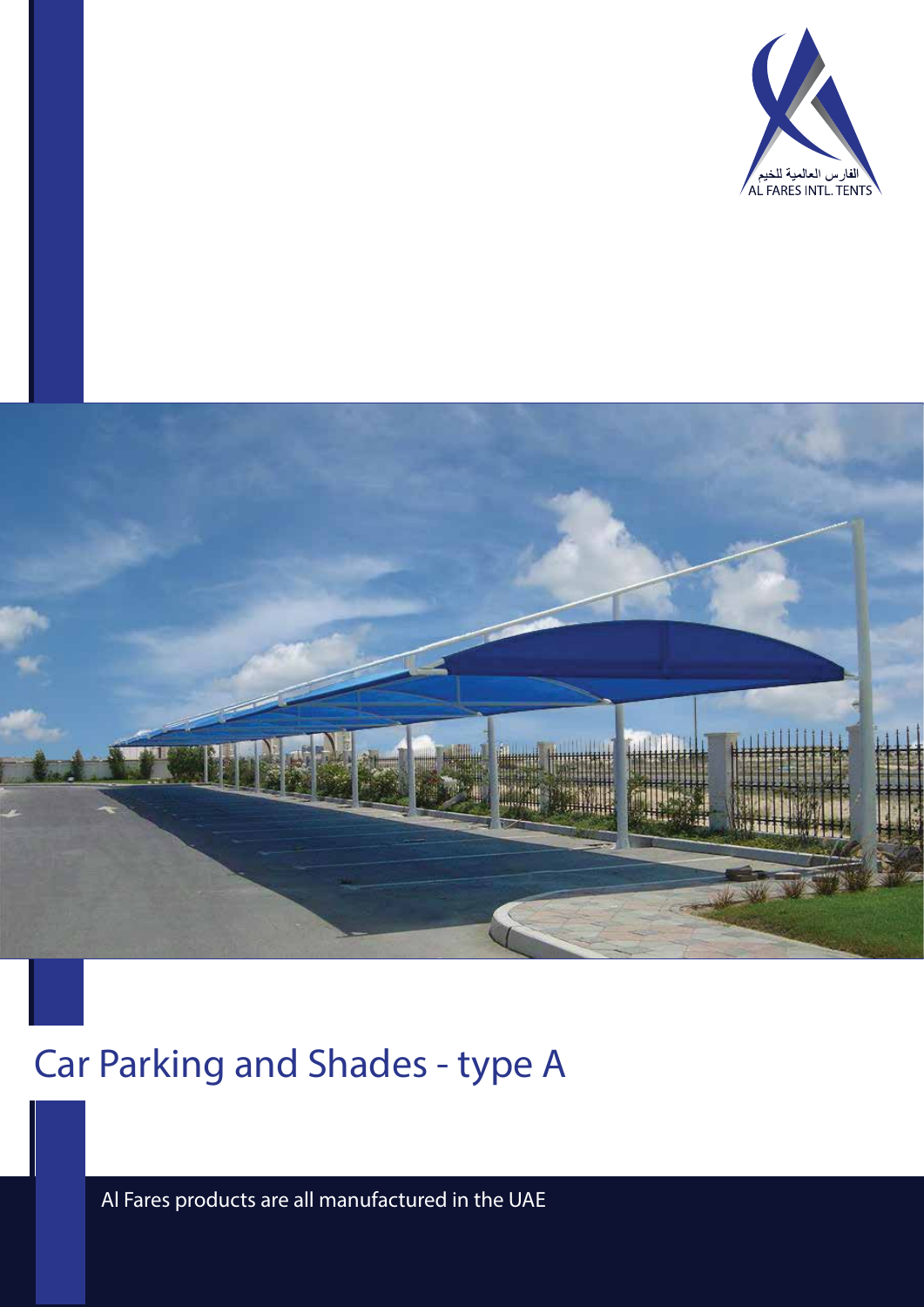الفارس العالمية للخيم
AL FARES INTL. TENTS

# Car Parking and Shades - type A

Al Fares products are all manufactured in the UAE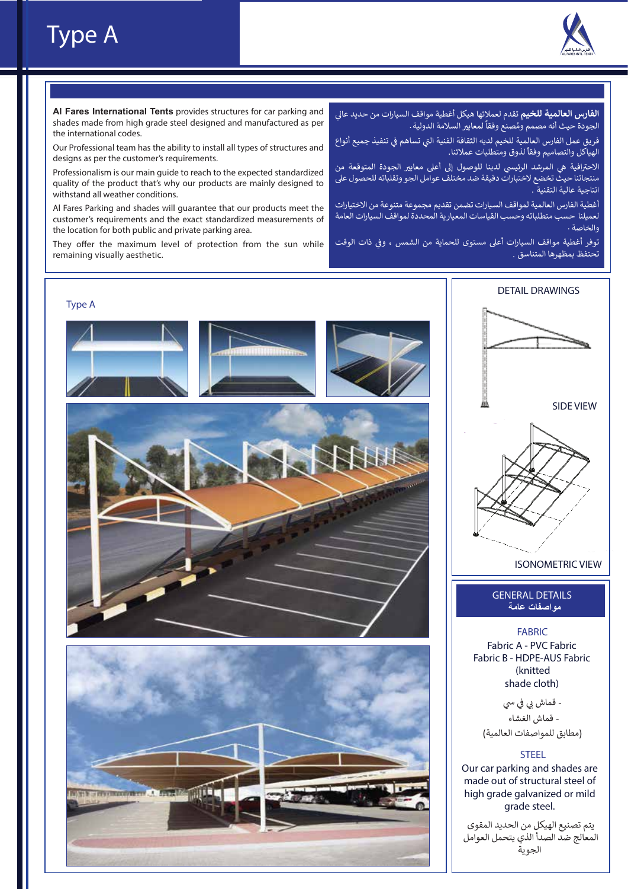# Type A

**Al Fares International Tents** provides structures for car parking and shades made from high grade steel designed and manufactured as per the international codes.

Our Professional team has the ability to install all types of structures and designs as per the customer's requirements.

Professionalism is our main guide to reach to the expected standardized quality of the product that's why our products are mainly designed to withstand all weather conditions.

Al Fares Parking and shades will guarantee that our products meet the customer's requirements and the exact standardized measurements of the location for both public and private parking area.

They offer the maximum level of protection from the sun while remaining visually aesthetic.

**الفارس العالمية للخيم** تقدم لعملائها هيكل أغطية مواقف السيارات من حديد عالي الجودة حيث أنه مصمم ومُصنع وفقاً لمعايير السلامة الدولية.

فريق عمل الفارس العالمية للخيم لديه الثقافة الفنية التي تساهم في تنفيذ جميع أنواع الهياكل والتصاميم وفقاً لذوق ومتطلبات عملائنا.

الاحترافية هي المرشد الرئيسي لدينا للوصول إلى أعلى معايير الجودة المتوقعة من منتجاتنا حيث تخضع لاختبارات دقيقة ضد مختلف عوامل الجو وتقلباته للحصول على انتاجية عالية التقنية.

أغطية الفارس العالمية لمواقف السيارات تضمن تقديم مجموعة متنوعة من الاختيارات لعميلنا حسب متطلباته وحسب القياسات المعيارية المحددة لمواقف السيارات العامة والخاصة.

توفر أغطية مواقف السيارات أعلى مستوى للحماية من الشمس ، وفي ذات الوقت تحتفظ بمظهرها المتناسق.

## Type A

## DETAIL DRAWINGS

SIDE VIEW

ISONOMETRIC VIEW

## GENERAL DETAILS
## مواصفات عامة

**FABRIC**

Fabric A - PVC Fabric
Fabric B - HDPE-AUS Fabric (knitted shade cloth)

- قماش بي في سي
- قماش الغشاء
(مطابق للمواصفات العالمية)

**STEEL**

Our car parking and shades are made out of structural steel of high grade galvanized or mild grade steel.

يتم تصنيع الهيكل من الحديد المقوى المعالج ضد الصدأ الذي يتحمل العوامل الجوية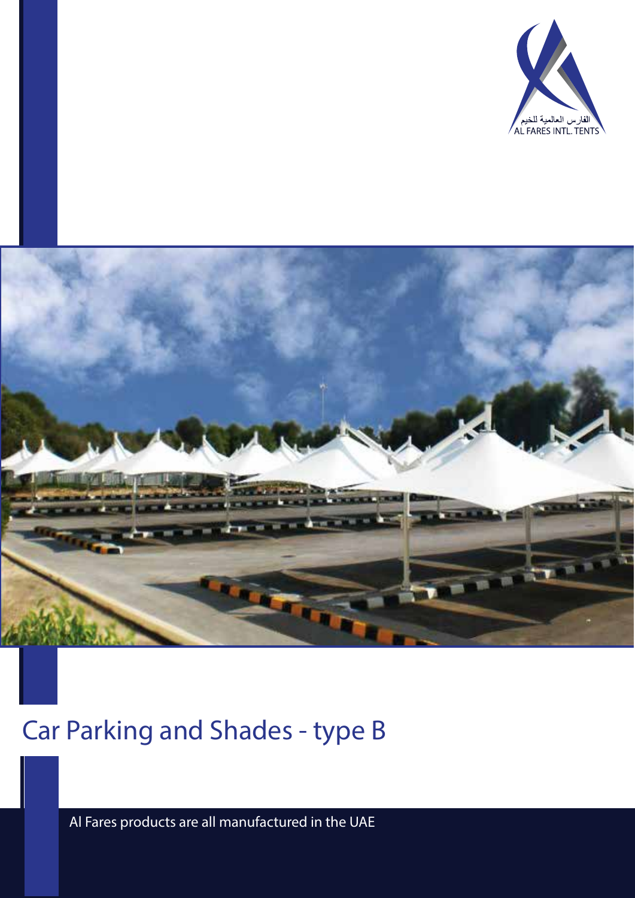الفارس العالمية للخيم
AL FARES INTL. TENTS

# Car Parking and Shades - type B

Al Fares products are all manufactured in the UAE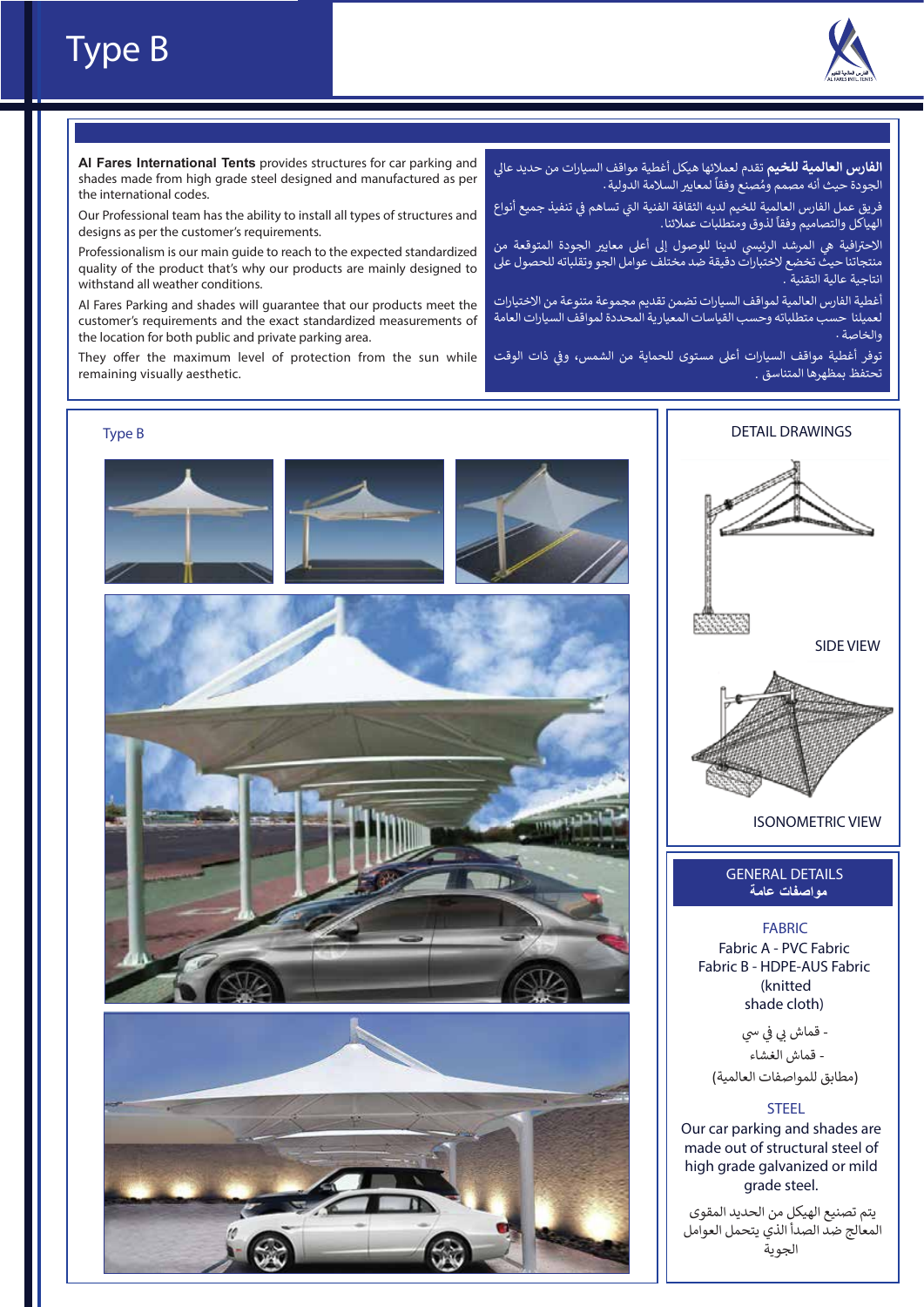# Type B

**Al Fares International Tents** provides structures for car parking and shades made from high grade steel designed and manufactured as per the international codes.

Our Professional team has the ability to install all types of structures and designs as per the customer's requirements.

Professionalism is our main guide to reach to the expected standardized quality of the product that's why our products are mainly designed to withstand all weather conditions.

Al Fares Parking and shades will guarantee that our products meet the customer's requirements and the exact standardized measurements of the location for both public and private parking area.

They offer the maximum level of protection from the sun while remaining visually aesthetic.

**الفارس العالمية للخيم** تقدم لعملائها هيكل أغطية مواقف السيارات من حديد عالي الجودة حيث أنه مصمم ومُصنع وفقاً لمعايير السلامة الدولية.

فريق عمل الفارس العالمية للخيم لديه الثقافة الفنية التي تساهم في تنفيذ جميع أنواع الهياكل والتصاميم وفقاً لذوق ومتطلبات عملائنا.

الاحترافية هي المرشد الرئيسي لدينا للوصول إلى أعلى معايير الجودة المتوقعة من منتجاتنا حيث تخضع لاختبارات دقيقة ضد مختلف عوامل الجو وتقلباته للحصول على انتاجية عالية التقنية.

أغطية الفارس العالمية لمواقف السيارات تضمن تقديم مجموعة متنوعة من الاختيارات لعميلنا حسب متطلباته وحسب القياسات المعيارية المحددة لمواقف السيارات العامة والخاصة.

توفر أغطية مواقف السيارات أعلى مستوى للحماية من الشمس، وفي ذات الوقت تحتفظ بمظهرها المتناسق.

## Type B

## DETAIL DRAWINGS

SIDE VIEW

ISONOMETRIC VIEW

## GENERAL DETAILS
## مواصفات عامة

**FABRIC**

Fabric A - PVC Fabric
Fabric B - HDPE-AUS Fabric (knitted shade cloth)

- قماش بي في سي
- قماش الغشاء
(مطابق للمواصفات العالمية)

**STEEL**

Our car parking and shades are made out of structural steel of high grade galvanized or mild grade steel.

يتم تصنيع الهيكل من الحديد المقوى المعالج ضد الصدأ الذي يتحمل العوامل الجوية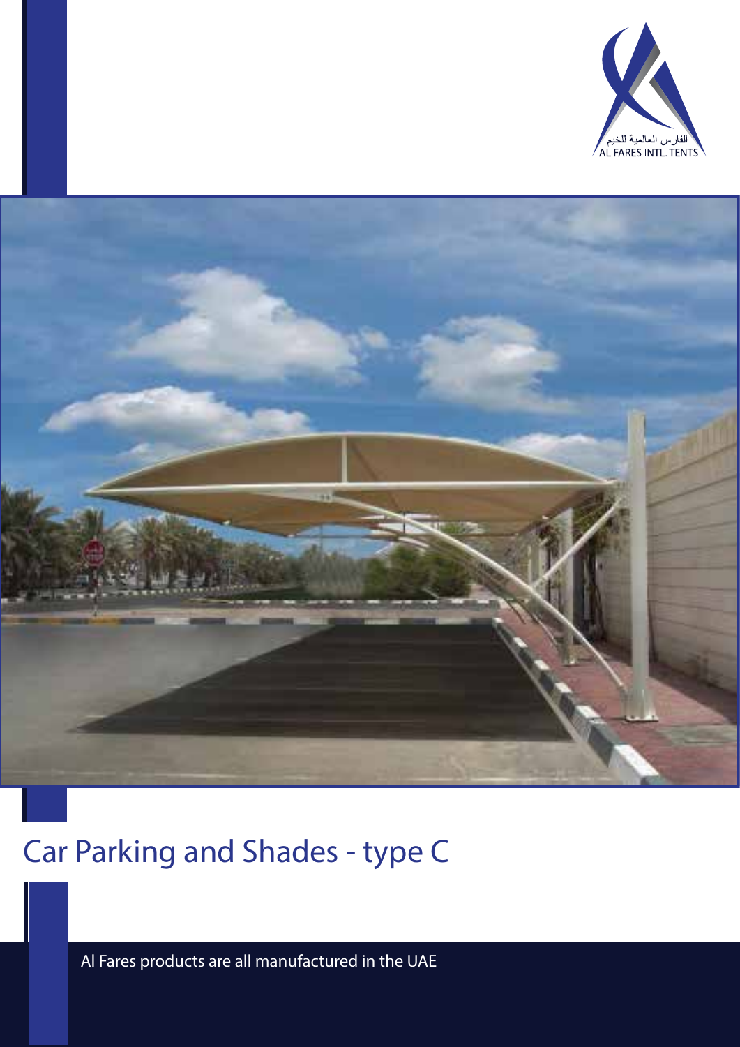# Car Parking and Shades - type C

Al Fares products are all manufactured in the UAE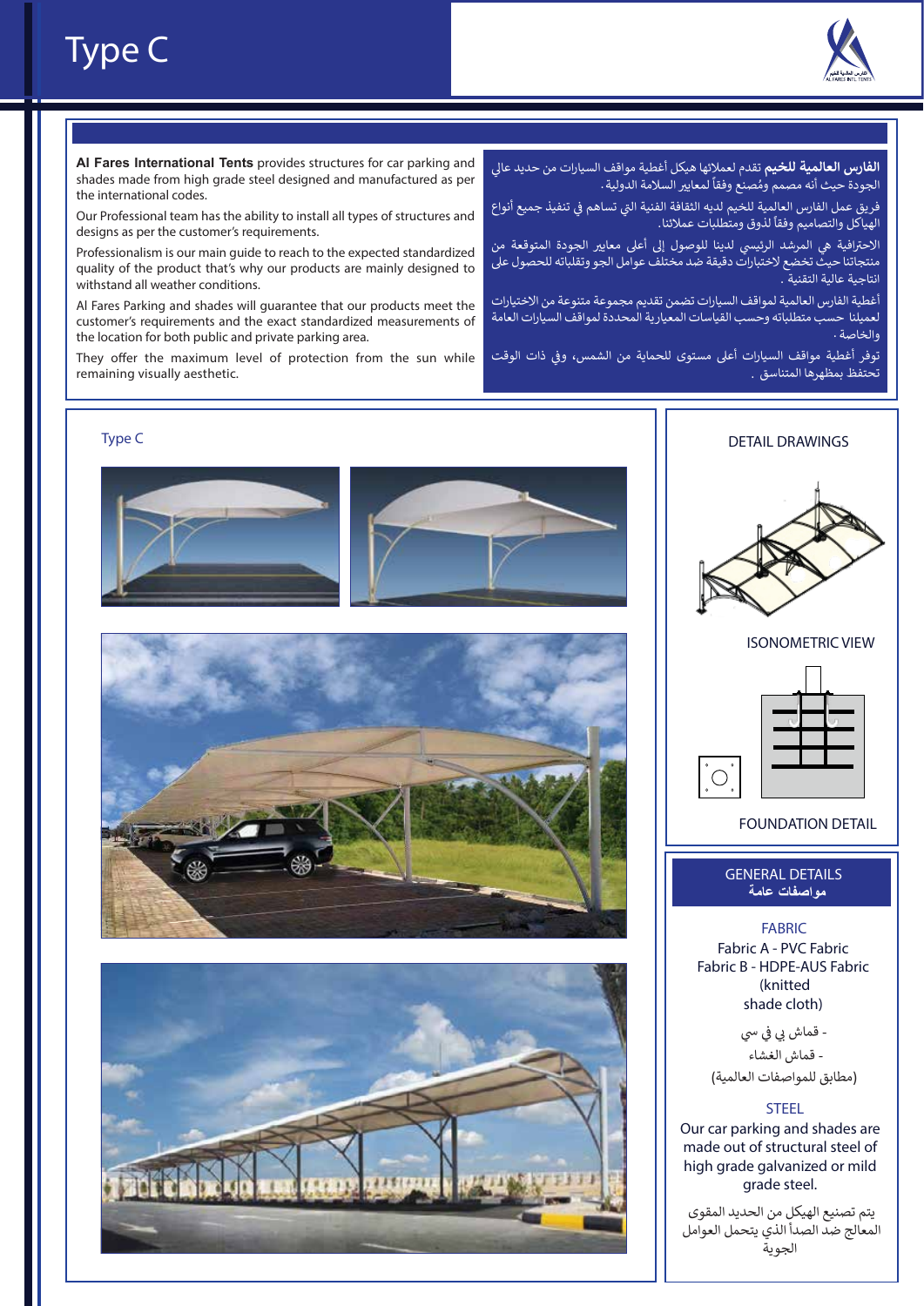# Type C

**Al Fares International Tents** provides structures for car parking and shades made from high grade steel designed and manufactured as per the international codes.

Our Professional team has the ability to install all types of structures and designs as per the customer's requirements.

Professionalism is our main guide to reach to the expected standardized quality of the product that's why our products are mainly designed to withstand all weather conditions.

Al Fares Parking and shades will guarantee that our products meet the customer's requirements and the exact standardized measurements of the location for both public and private parking area.

They offer the maximum level of protection from the sun while remaining visually aesthetic.

**الفارس العالمية للخيم** تقدم لعملائها هيكل أغطية مواقف السيارات من حديد عالي الجودة حيث أنه مصمم ومُصنع وفقاً لمعايير السلامة الدولية .

فريق عمل الفارس العالمية للخيم لديه الثقافة الفنية التي تساهم في تنفيذ جميع أنواع الهياكل والتصاميم وفقاً لذوق ومتطلبات عملائنا.

الاحترافية هي المرشد الرئيسي لدينا للوصول إلى أعلى معايير الجودة المتوقعة من منتجاتنا حيث تخضع لاختبارات دقيقة ضد مختلف عوامل الجو وتقلباته للحصول على انتاجية عالية التقنية .

أغطية الفارس العالمية لمواقف السيارات تضمن تقديم مجموعة متنوعة من الاختيارات لعميلنا حسب متطلباته وحسب القياسات المعيارية المحددة لمواقف السيارات العامة والخاصة .

توفر أغطية مواقف السيارات أعلى مستوى للحماية من الشمس، وفي ذات الوقت تحتفظ بمظهرها المتناسق .

## Type C

DETAIL DRAWINGS

ISONOMETRIC VIEW

FOUNDATION DETAIL

## GENERAL DETAILS
## مواصفات عامة

### FABRIC

Fabric A - PVC Fabric
Fabric B - HDPE-AUS Fabric (knitted shade cloth)

- قماش بي في سي
- قماش الغشاء
(مطابق للمواصفات العالمية)

### STEEL

Our car parking and shades are made out of structural steel of high grade galvanized or mild grade steel.

يتم تصنيع الهيكل من الحديد المقوى المعالج ضد الصدأ الذي يتحمل العوامل الجوية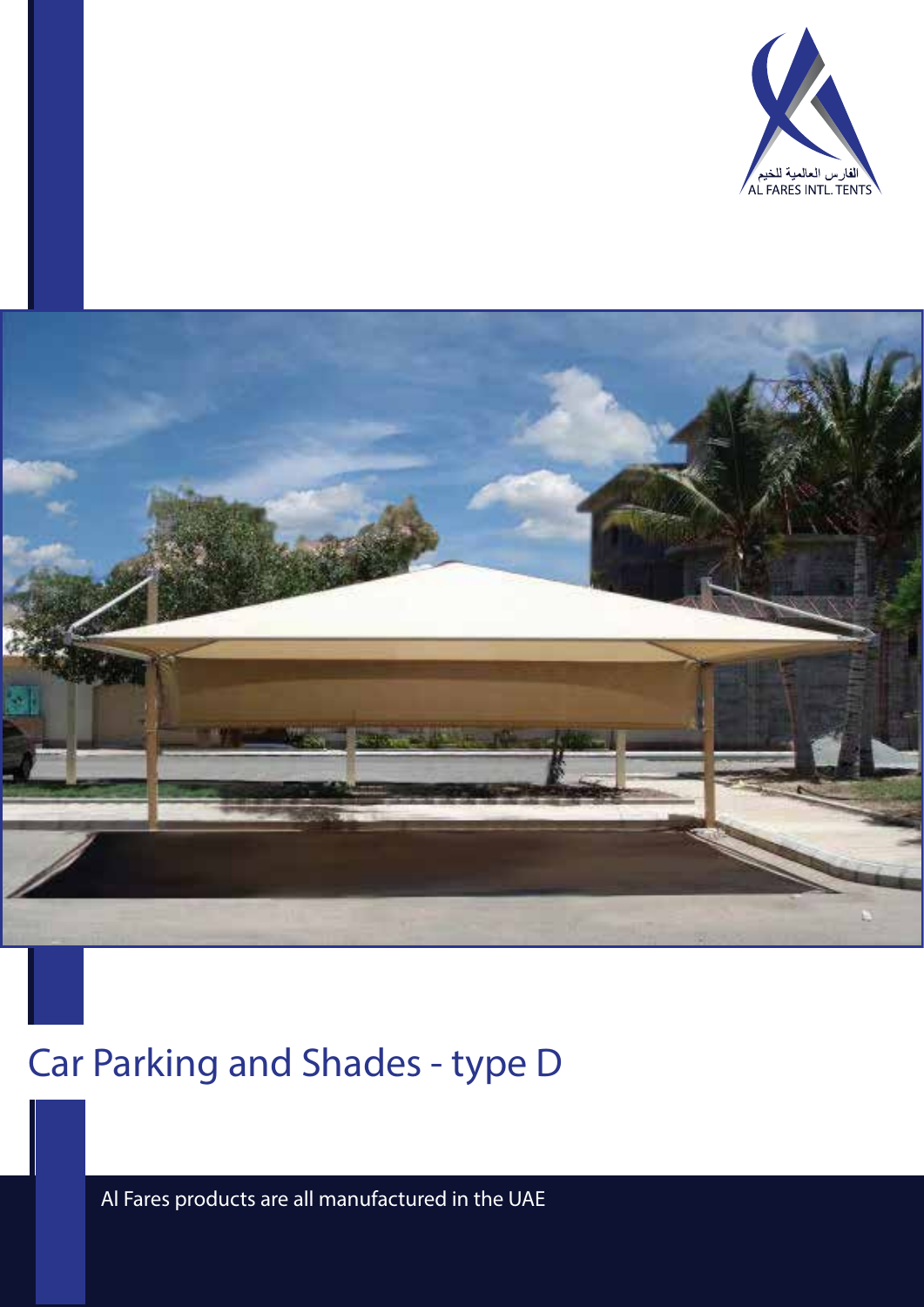الفارس العالمية للخيم
AL FARES INTL. TENTS

# Car Parking and Shades - type D

Al Fares products are all manufactured in the UAE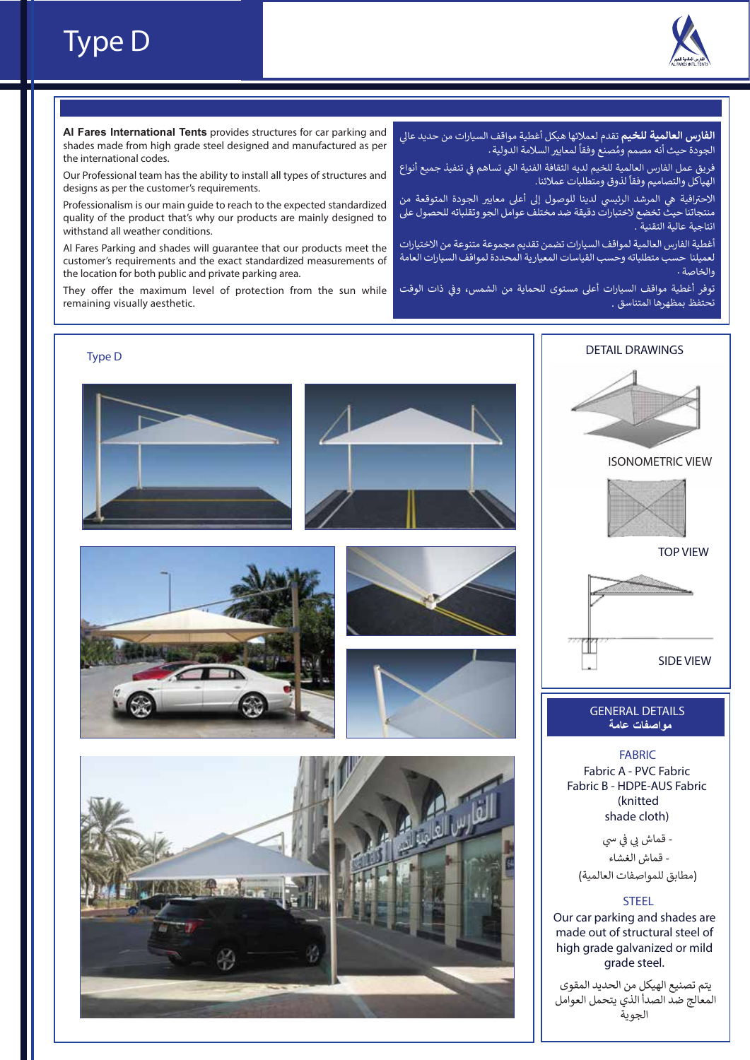# Type D

**Al Fares International Tents** provides structures for car parking and shades made from high grade steel designed and manufactured as per the international codes.

Our Professional team has the ability to install all types of structures and designs as per the customer's requirements.

Professionalism is our main guide to reach to the expected standardized quality of the product that's why our products are mainly designed to withstand all weather conditions.

Al Fares Parking and shades will guarantee that our products meet the customer's requirements and the exact standardized measurements of the location for both public and private parking area.

They offer the maximum level of protection from the sun while remaining visually aesthetic.

**الفارس العالمية للخيم** تقدم لعملائها هيكل أغطية مواقف السيارات من حديد عالي الجودة حيث أنه مصمم ومُصنع وفقاً لمعايير السلامة الدولية.

فريق عمل الفارس العالمية للخيم لديه الثقافة الفنية التي تساهم في تنفيذ جميع أنواع الهياكل والتصاميم وفقاً لذوق ومتطلبات عملائنا.

الاحترافية هي المرشد الرئيسي لدينا للوصول إلى أعلى معايير الجودة المتوقعة من منتجاتنا حيث تخضع لاختبارات دقيقة ضد مختلف عوامل الجو وتقلباته للحصول على انتاجية عالية التقنية.

أغطية الفارس العالمية لمواقف السيارات تضمن تقديم مجموعة متنوعة من الاختيارات لعميلنا حسب متطلباته وحسب القياسات المعيارية المحددة لمواقف السيارات العامة والخاصة.

توفر أغطية مواقف السيارات أعلى مستوى للحماية من الشمس، وفي ذات الوقت تحتفظ بمظهرها المتناسق.

Type D

## DETAIL DRAWINGS

ISONOMETRIC VIEW

TOP VIEW

SIDE VIEW

## GENERAL DETAILS
## مواصفات عامة

**FABRIC**

Fabric A - PVC Fabric
Fabric B - HDPE-AUS Fabric (knitted shade cloth)

- قماش بي في سي
- قماش الغشاء
(مطابق للمواصفات العالمية)

**STEEL**

Our car parking and shades are made out of structural steel of high grade galvanized or mild grade steel.

يتم تصنيع الهيكل من الحديد المقوى المعالج ضد الصدأ الذي يتحمل العوامل الجوية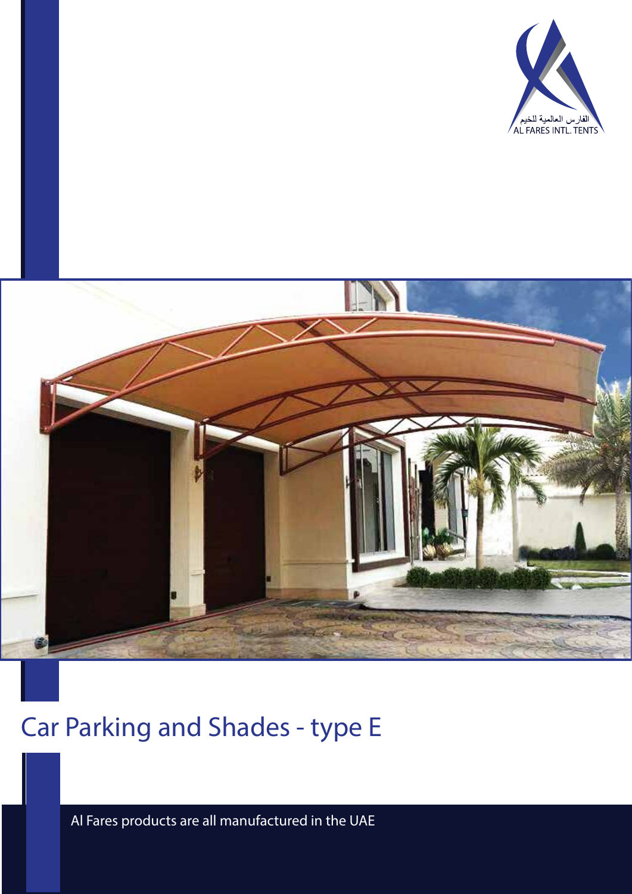# Car Parking and Shades - type E

Al Fares products are all manufactured in the UAE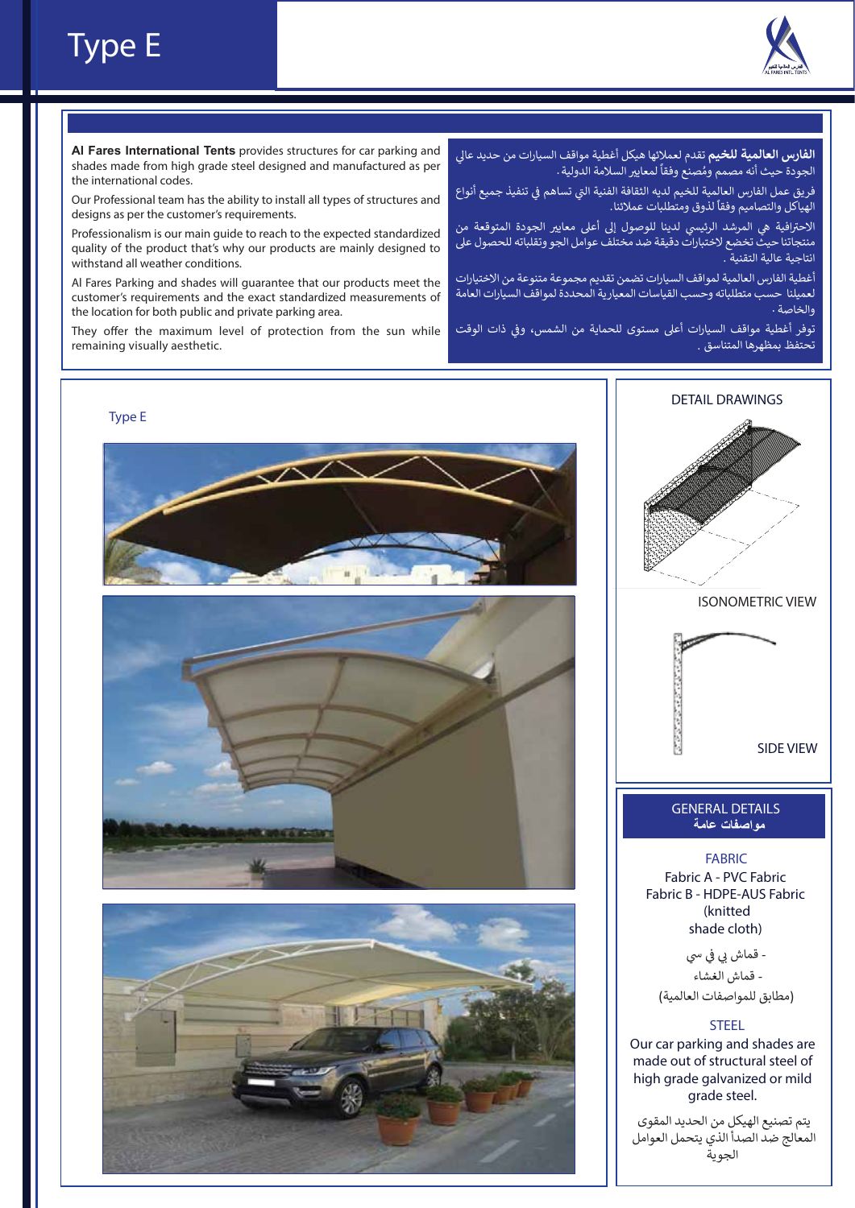# Type E

**Al Fares International Tents** provides structures for car parking and shades made from high grade steel designed and manufactured as per the international codes.

Our Professional team has the ability to install all types of structures and designs as per the customer's requirements.

Professionalism is our main guide to reach to the expected standardized quality of the product that's why our products are mainly designed to withstand all weather conditions.

Al Fares Parking and shades will guarantee that our products meet the customer's requirements and the exact standardized measurements of the location for both public and private parking area.

They offer the maximum level of protection from the sun while remaining visually aesthetic.

**الفارس العالمية للخيم** تقدم لعملائها هيكل أغطية مواقف السيارات من حديد عالي الجودة حيث أنه مصمم ومُصنع وفقاً لمعايير السلامة الدولية .

فريق عمل الفارس العالمية للخيم لديه الثقافة الفنية التي تساهم في تنفيذ جميع أنواع الهياكل والتصاميم وفقاً لذوق ومتطلبات عملائنا.

الاحترافية هي المرشد الرئيسي لدينا للوصول إلى أعلى معايير الجودة المتوقعة من منتجاتنا حيث تخضع لاختبارات دقيقة ضد مختلف عوامل الجو وتقلباته للحصول على انتاجية عالية التقنية .

أغطية الفارس العالمية لمواقف السيارات تضمن تقديم مجموعة متنوعة من الاختيارات لعميلنا حسب متطلباته وحسب القياسات المعيارية المحددة لمواقف السيارات العامة والخاصة .

توفر أغطية مواقف السيارات أعلى مستوى للحماية من الشمس، وفي ذات الوقت تحتفظ بمظهرها المتناسق .

Type E

DETAIL DRAWINGS

ISONOMETRIC VIEW

SIDE VIEW

## GENERAL DETAILS
## مواصفات عامة

### FABRIC

Fabric A - PVC Fabric
Fabric B - HDPE-AUS Fabric (knitted shade cloth)

- قماش بي في سي
- قماش الغشاء
(مطابق للمواصفات العالمية)

### STEEL

Our car parking and shades are made out of structural steel of high grade galvanized or mild grade steel.

يتم تصنيع الهيكل من الحديد المقوى المعالج ضد الصدأ الذي يتحمل العوامل الجوية